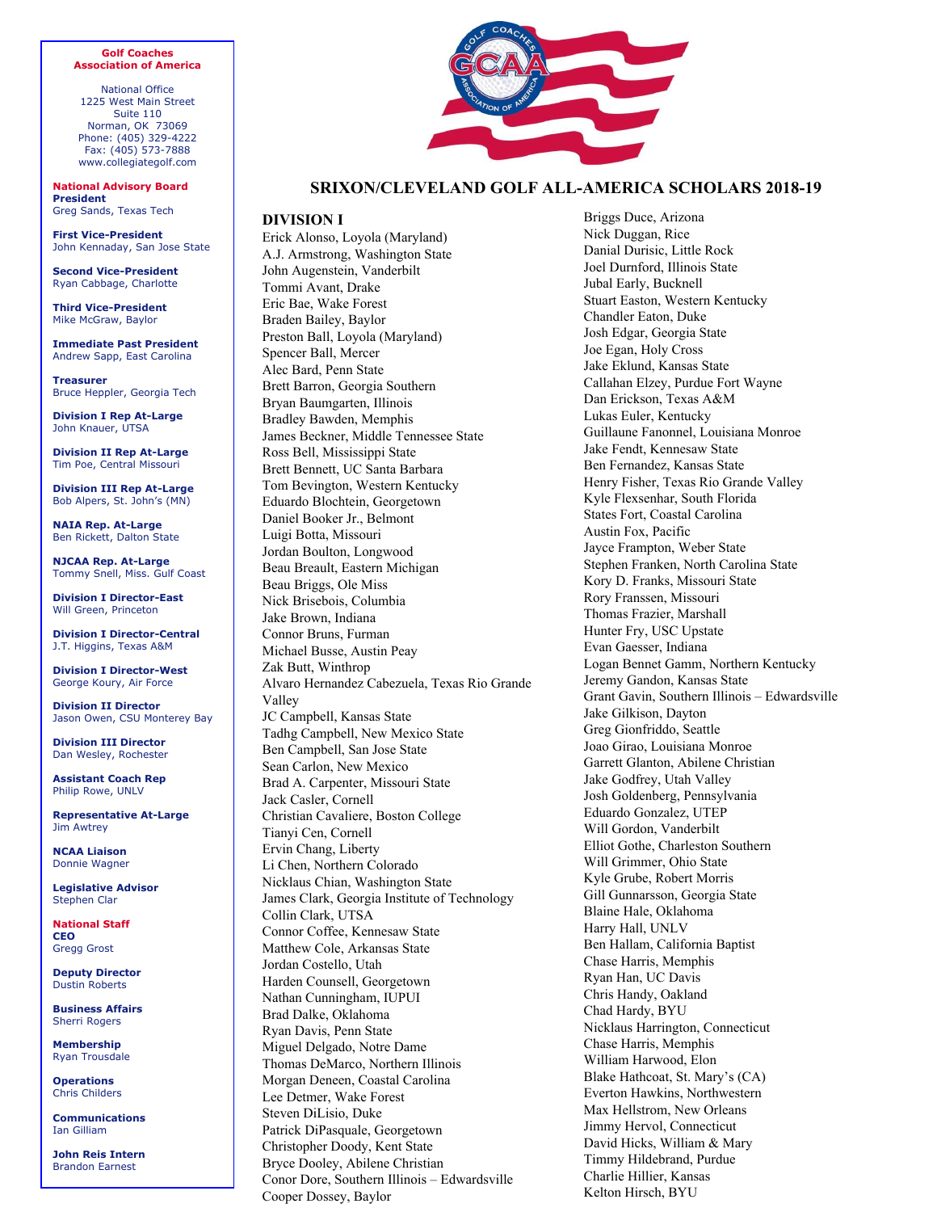**Golf Coaches Association of America**

National Office
1225 West Main Street
Suite 110
Norman, OK 73069
Phone: (405) 329-4222
Fax: (405) 573-7888
www.collegiategolf.com

**National Advisory Board**

**President**
Greg Sands, Texas Tech

**First Vice-President**
John Kennaday, San Jose State

**Second Vice-President**
Ryan Cabbage, Charlotte

**Third Vice-President**
Mike McGraw, Baylor

**Immediate Past President**
Andrew Sapp, East Carolina

**Treasurer**
Bruce Heppler, Georgia Tech

**Division I Rep At-Large**
John Knauer, UTSA

**Division II Rep At-Large**
Tim Poe, Central Missouri

**Division III Rep At-Large**
Bob Alpers, St. John's (MN)

**NAIA Rep. At-Large**
Ben Rickett, Dalton State

**NJCAA Rep. At-Large**
Tommy Snell, Miss. Gulf Coast

**Division I Director-East**
Will Green, Princeton

**Division I Director-Central**
J.T. Higgins, Texas A&M

**Division I Director-West**
George Koury, Air Force

**Division II Director**
Jason Owen, CSU Monterey Bay

**Division III Director**
Dan Wesley, Rochester

**Assistant Coach Rep**
Philip Rowe, UNLV

**Representative At-Large**
Jim Awtrey

**NCAA Liaison**
Donnie Wagner

**Legislative Advisor**
Stephen Clar

**National Staff**

**CEO**
Gregg Grost

**Deputy Director**
Dustin Roberts

**Business Affairs**
Sherri Rogers

**Membership**
Ryan Trousdale

**Operations**
Chris Childers

**Communications**
Ian Gilliam

**John Reis Intern**
Brandon Earnest

# SRIXON/CLEVELAND GOLF ALL-AMERICA SCHOLARS 2018-19

## DIVISION I

Erick Alonso, Loyola (Maryland)
A.J. Armstrong, Washington State
John Augenstein, Vanderbilt
Tommi Avant, Drake
Eric Bae, Wake Forest
Braden Bailey, Baylor
Preston Ball, Loyola (Maryland)
Spencer Ball, Mercer
Alec Bard, Penn State
Brett Barron, Georgia Southern
Bryan Baumgarten, Illinois
Bradley Bawden, Memphis
James Beckner, Middle Tennessee State
Ross Bell, Mississippi State
Brett Bennett, UC Santa Barbara
Tom Bevington, Western Kentucky
Eduardo Blochtein, Georgetown
Daniel Booker Jr., Belmont
Luigi Botta, Missouri
Jordan Boulton, Longwood
Beau Breault, Eastern Michigan
Beau Briggs, Ole Miss
Nick Brisebois, Columbia
Jake Brown, Indiana
Connor Bruns, Furman
Michael Busse, Austin Peay
Zak Butt, Winthrop
Alvaro Hernandez Cabezuela, Texas Rio Grande Valley
JC Campbell, Kansas State
Tadhg Campbell, New Mexico State
Ben Campbell, San Jose State
Sean Carlon, New Mexico
Brad A. Carpenter, Missouri State
Jack Casler, Cornell
Christian Cavaliere, Boston College
Tianyi Cen, Cornell
Ervin Chang, Liberty
Li Chen, Northern Colorado
Nicklaus Chian, Washington State
James Clark, Georgia Institute of Technology
Collin Clark, UTSA
Connor Coffee, Kennesaw State
Matthew Cole, Arkansas State
Jordan Costello, Utah
Harden Counsell, Georgetown
Nathan Cunningham, IUPUI
Brad Dalke, Oklahoma
Ryan Davis, Penn State
Miguel Delgado, Notre Dame
Thomas DeMarco, Northern Illinois
Morgan Deneen, Coastal Carolina
Lee Detmer, Wake Forest
Steven DiLisio, Duke
Patrick DiPasquale, Georgetown
Christopher Doody, Kent State
Bryce Dooley, Abilene Christian
Conor Dore, Southern Illinois – Edwardsville
Cooper Dossey, Baylor
Briggs Duce, Arizona
Nick Duggan, Rice
Danial Durisic, Little Rock
Joel Durnford, Illinois State
Jubal Early, Bucknell
Stuart Easton, Western Kentucky
Chandler Eaton, Duke
Josh Edgar, Georgia State
Joe Egan, Holy Cross
Jake Eklund, Kansas State
Callahan Elzey, Purdue Fort Wayne
Dan Erickson, Texas A&M
Lukas Euler, Kentucky
Guillaune Fanonnel, Louisiana Monroe
Jake Fendt, Kennesaw State
Ben Fernandez, Kansas State
Henry Fisher, Texas Rio Grande Valley
Kyle Flexsenhar, South Florida
States Fort, Coastal Carolina
Austin Fox, Pacific
Jayce Frampton, Weber State
Stephen Franken, North Carolina State
Kory D. Franks, Missouri State
Rory Franssen, Missouri
Thomas Frazier, Marshall
Hunter Fry, USC Upstate
Evan Gaesser, Indiana
Logan Bennet Gamm, Northern Kentucky
Jeremy Gandon, Kansas State
Grant Gavin, Southern Illinois – Edwardsville
Jake Gilkison, Dayton
Greg Gionfriddo, Seattle
Joao Girao, Louisiana Monroe
Garrett Glanton, Abilene Christian
Jake Godfrey, Utah Valley
Josh Goldenberg, Pennsylvania
Eduardo Gonzalez, UTEP
Will Gordon, Vanderbilt
Elliot Gothe, Charleston Southern
Will Grimmer, Ohio State
Kyle Grube, Robert Morris
Gill Gunnarsson, Georgia State
Blaine Hale, Oklahoma
Harry Hall, UNLV
Ben Hallam, California Baptist
Chase Harris, Memphis
Ryan Han, UC Davis
Chris Handy, Oakland
Chad Hardy, BYU
Nicklaus Harrington, Connecticut
Chase Harris, Memphis
William Harwood, Elon
Blake Hathcoat, St. Mary's (CA)
Everton Hawkins, Northwestern
Max Hellstrom, New Orleans
Jimmy Hervol, Connecticut
David Hicks, William & Mary
Timmy Hildebrand, Purdue
Charlie Hillier, Kansas
Kelton Hirsch, BYU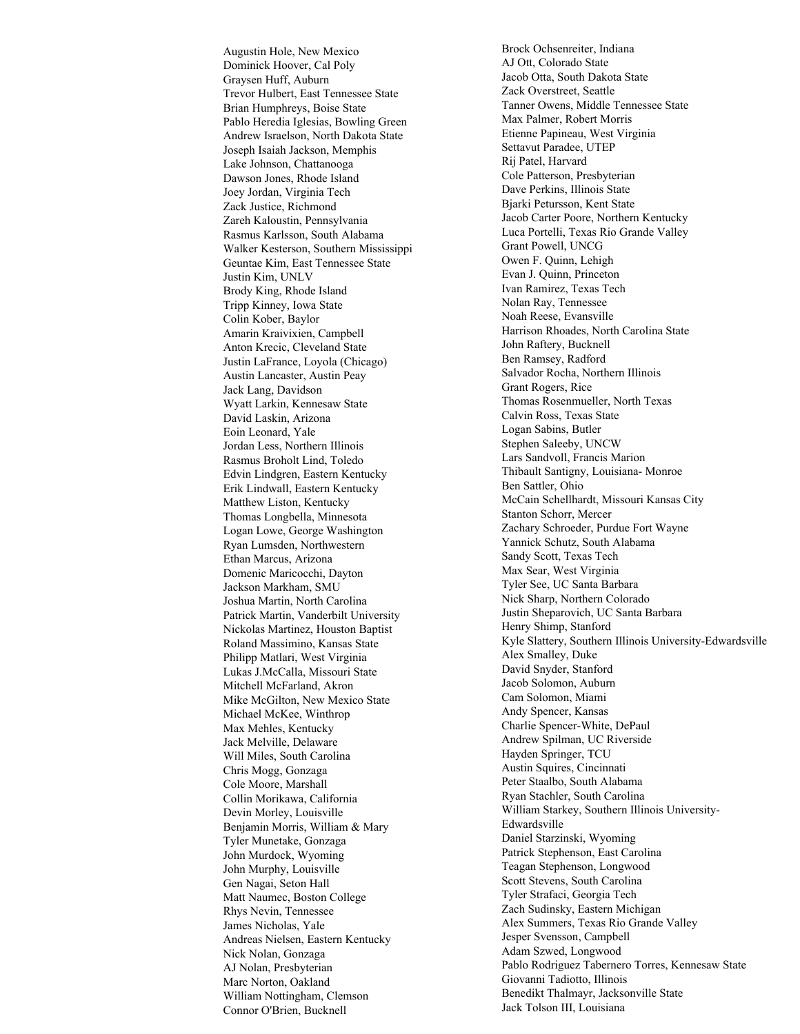Augustin Hole, New Mexico
Dominick Hoover, Cal Poly
Graysen Huff, Auburn
Trevor Hulbert, East Tennessee State
Brian Humphreys, Boise State
Pablo Heredia Iglesias, Bowling Green
Andrew Israelson, North Dakota State
Joseph Isaiah Jackson, Memphis
Lake Johnson, Chattanooga
Dawson Jones, Rhode Island
Joey Jordan, Virginia Tech
Zack Justice, Richmond
Zareh Kaloustin, Pennsylvania
Rasmus Karlsson, South Alabama
Walker Kesterson, Southern Mississippi
Geuntae Kim, East Tennessee State
Justin Kim, UNLV
Brody King, Rhode Island
Tripp Kinney, Iowa State
Colin Kober, Baylor
Amarin Kraivixien, Campbell
Anton Krecic, Cleveland State
Justin LaFrance, Loyola (Chicago)
Austin Lancaster, Austin Peay
Jack Lang, Davidson
Wyatt Larkin, Kennesaw State
David Laskin, Arizona
Eoin Leonard, Yale
Jordan Less, Northern Illinois
Rasmus Broholt Lind, Toledo
Edvin Lindgren, Eastern Kentucky
Erik Lindwall, Eastern Kentucky
Matthew Liston, Kentucky
Thomas Longbella, Minnesota
Logan Lowe, George Washington
Ryan Lumsden, Northwestern
Ethan Marcus, Arizona
Domenic Maricocchi, Dayton
Jackson Markham, SMU
Joshua Martin, North Carolina
Patrick Martin, Vanderbilt University
Nickolas Martinez, Houston Baptist
Roland Massimino, Kansas State
Philipp Matlari, West Virginia
Lukas J.McCalla, Missouri State
Mitchell McFarland, Akron
Mike McGilton, New Mexico State
Michael McKee, Winthrop
Max Mehles, Kentucky
Jack Melville, Delaware
Will Miles, South Carolina
Chris Mogg, Gonzaga
Cole Moore, Marshall
Collin Morikawa, California
Devin Morley, Louisville
Benjamin Morris, William & Mary
Tyler Munetake, Gonzaga
John Murdock, Wyoming
John Murphy, Louisville
Gen Nagai, Seton Hall
Matt Naumec, Boston College
Rhys Nevin, Tennessee
James Nicholas, Yale
Andreas Nielsen, Eastern Kentucky
Nick Nolan, Gonzaga
AJ Nolan, Presbyterian
Marc Norton, Oakland
William Nottingham, Clemson
Connor O'Brien, Bucknell
Brock Ochsenreiter, Indiana
AJ Ott, Colorado State
Jacob Otta, South Dakota State
Zack Overstreet, Seattle
Tanner Owens, Middle Tennessee State
Max Palmer, Robert Morris
Etienne Papineau, West Virginia
Settavut Paradee, UTEP
Rij Patel, Harvard
Cole Patterson, Presbyterian
Dave Perkins, Illinois State
Bjarki Petursson, Kent State
Jacob Carter Poore, Northern Kentucky
Luca Portelli, Texas Rio Grande Valley
Grant Powell, UNCG
Owen F. Quinn, Lehigh
Evan J. Quinn, Princeton
Ivan Ramirez, Texas Tech
Nolan Ray, Tennessee
Noah Reese, Evansville
Harrison Rhoades, North Carolina State
John Raftery, Bucknell
Ben Ramsey, Radford
Salvador Rocha, Northern Illinois
Grant Rogers, Rice
Thomas Rosenmueller, North Texas
Calvin Ross, Texas State
Logan Sabins, Butler
Stephen Saleeby, UNCW
Lars Sandvoll, Francis Marion
Thibault Santigny, Louisiana- Monroe
Ben Sattler, Ohio
McCain Schellhardt, Missouri Kansas City
Stanton Schorr, Mercer
Zachary Schroeder, Purdue Fort Wayne
Yannick Schutz, South Alabama
Sandy Scott, Texas Tech
Max Sear, West Virginia
Tyler See, UC Santa Barbara
Nick Sharp, Northern Colorado
Justin Sheparovich, UC Santa Barbara
Henry Shimp, Stanford
Kyle Slattery, Southern Illinois University-Edwardsville
Alex Smalley, Duke
David Snyder, Stanford
Jacob Solomon, Auburn
Cam Solomon, Miami
Andy Spencer, Kansas
Charlie Spencer-White, DePaul
Andrew Spilman, UC Riverside
Hayden Springer, TCU
Austin Squires, Cincinnati
Peter Staalbo, South Alabama
Ryan Stachler, South Carolina
William Starkey, Southern Illinois University-Edwardsville
Daniel Starzinski, Wyoming
Patrick Stephenson, East Carolina
Teagan Stephenson, Longwood
Scott Stevens, South Carolina
Tyler Strafaci, Georgia Tech
Zach Sudinsky, Eastern Michigan
Alex Summers, Texas Rio Grande Valley
Jesper Svensson, Campbell
Adam Szwed, Longwood
Pablo Rodriguez Tabernero Torres, Kennesaw State
Giovanni Tadiotto, Illinois
Benedikt Thalmayr, Jacksonville State
Jack Tolson III, Louisiana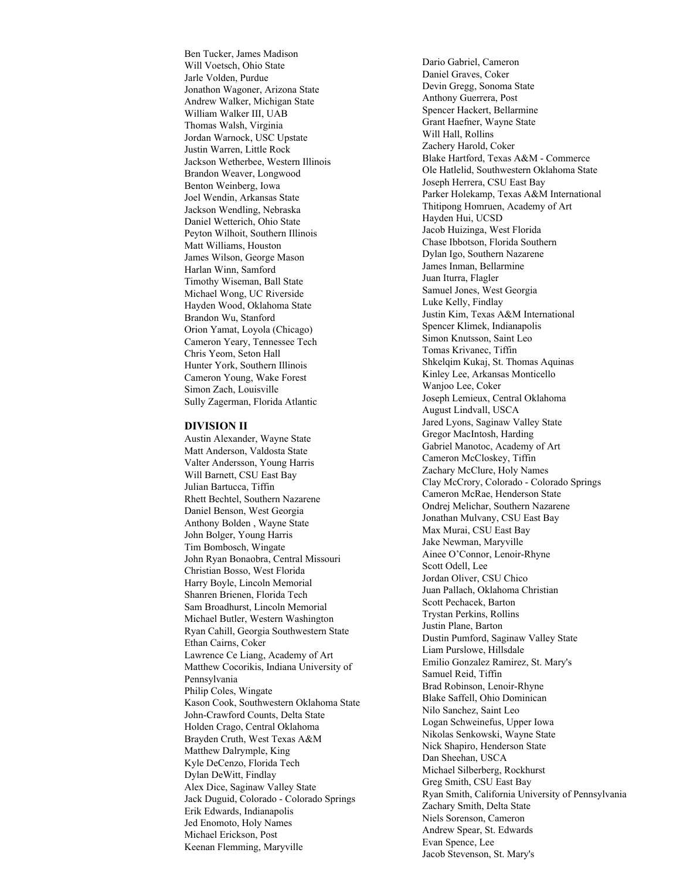Ben Tucker, James Madison
Will Voetsch, Ohio State
Jarle Volden, Purdue
Jonathon Wagoner, Arizona State
Andrew Walker, Michigan State
William Walker III, UAB
Thomas Walsh, Virginia
Jordan Warnock, USC Upstate
Justin Warren, Little Rock
Jackson Wetherbee, Western Illinois
Brandon Weaver, Longwood
Benton Weinberg, Iowa
Joel Wendin, Arkansas State
Jackson Wendling, Nebraska
Daniel Wetterich, Ohio State
Peyton Wilhoit, Southern Illinois
Matt Williams, Houston
James Wilson, George Mason
Harlan Winn, Samford
Timothy Wiseman, Ball State
Michael Wong, UC Riverside
Hayden Wood, Oklahoma State
Brandon Wu, Stanford
Orion Yamat, Loyola (Chicago)
Cameron Yeary, Tennessee Tech
Chris Yeom, Seton Hall
Hunter York, Southern Illinois
Cameron Young, Wake Forest
Simon Zach, Louisville
Sully Zagerman, Florida Atlantic

**DIVISION II**

Austin Alexander, Wayne State
Matt Anderson, Valdosta State
Valter Andersson, Young Harris
Will Barnett, CSU East Bay
Julian Bartucca, Tiffin
Rhett Bechtel, Southern Nazarene
Daniel Benson, West Georgia
Anthony Bolden , Wayne State
John Bolger, Young Harris
Tim Bombosch, Wingate
John Ryan Bonaobra, Central Missouri
Christian Bosso, West Florida
Harry Boyle, Lincoln Memorial
Shanren Brienen, Florida Tech
Sam Broadhurst, Lincoln Memorial
Michael Butler, Western Washington
Ryan Cahill, Georgia Southwestern State
Ethan Cairns, Coker
Lawrence Ce Liang, Academy of Art
Matthew Cocorikis, Indiana University of Pennsylvania
Philip Coles, Wingate
Kason Cook, Southwestern Oklahoma State
John-Crawford Counts, Delta State
Holden Crago, Central Oklahoma
Brayden Cruth, West Texas A&M
Matthew Dalrymple, King
Kyle DeCenzo, Florida Tech
Dylan DeWitt, Findlay
Alex Dice, Saginaw Valley State
Jack Duguid, Colorado - Colorado Springs
Erik Edwards, Indianapolis
Jed Enomoto, Holy Names
Michael Erickson, Post
Keenan Flemming, Maryville
Dario Gabriel, Cameron
Daniel Graves, Coker
Devin Gregg, Sonoma State
Anthony Guerrera, Post
Spencer Hackert, Bellarmine
Grant Haefner, Wayne State
Will Hall, Rollins
Zachery Harold, Coker
Blake Hartford, Texas A&M - Commerce
Ole Hatlelid, Southwestern Oklahoma State
Joseph Herrera, CSU East Bay
Parker Holekamp, Texas A&M International
Thitipong Homruen, Academy of Art
Hayden Hui, UCSD
Jacob Huizinga, West Florida
Chase Ibbotson, Florida Southern
Dylan Igo, Southern Nazarene
James Inman, Bellarmine
Juan Iturra, Flagler
Samuel Jones, West Georgia
Luke Kelly, Findlay
Justin Kim, Texas A&M International
Spencer Klimek, Indianapolis
Simon Knutsson, Saint Leo
Tomas Krivanec, Tiffin
Shkelqim Kukaj, St. Thomas Aquinas
Kinley Lee, Arkansas Monticello
Wanjoo Lee, Coker
Joseph Lemieux, Central Oklahoma
August Lindvall, USCA
Jared Lyons, Saginaw Valley State
Gregor MacIntosh, Harding
Gabriel Manotoc, Academy of Art
Cameron McCloskey, Tiffin
Zachary McClure, Holy Names
Clay McCrory, Colorado - Colorado Springs
Cameron McRae, Henderson State
Ondrej Melichar, Southern Nazarene
Jonathan Mulvany, CSU East Bay
Max Murai, CSU East Bay
Jake Newman, Maryville
Ainee O'Connor, Lenoir-Rhyne
Scott Odell, Lee
Jordan Oliver, CSU Chico
Juan Pallach, Oklahoma Christian
Scott Pechacek, Barton
Trystan Perkins, Rollins
Justin Plane, Barton
Dustin Pumford, Saginaw Valley State
Liam Purslowe, Hillsdale
Emilio Gonzalez Ramirez, St. Mary's
Samuel Reid, Tiffin
Brad Robinson, Lenoir-Rhyne
Blake Saffell, Ohio Dominican
Nilo Sanchez, Saint Leo
Logan Schweinefus, Upper Iowa
Nikolas Senkowski, Wayne State
Nick Shapiro, Henderson State
Dan Sheehan, USCA
Michael Silberberg, Rockhurst
Greg Smith, CSU East Bay
Ryan Smith, California University of Pennsylvania
Zachary Smith, Delta State
Niels Sorenson, Cameron
Andrew Spear, St. Edwards
Evan Spence, Lee
Jacob Stevenson, St. Mary's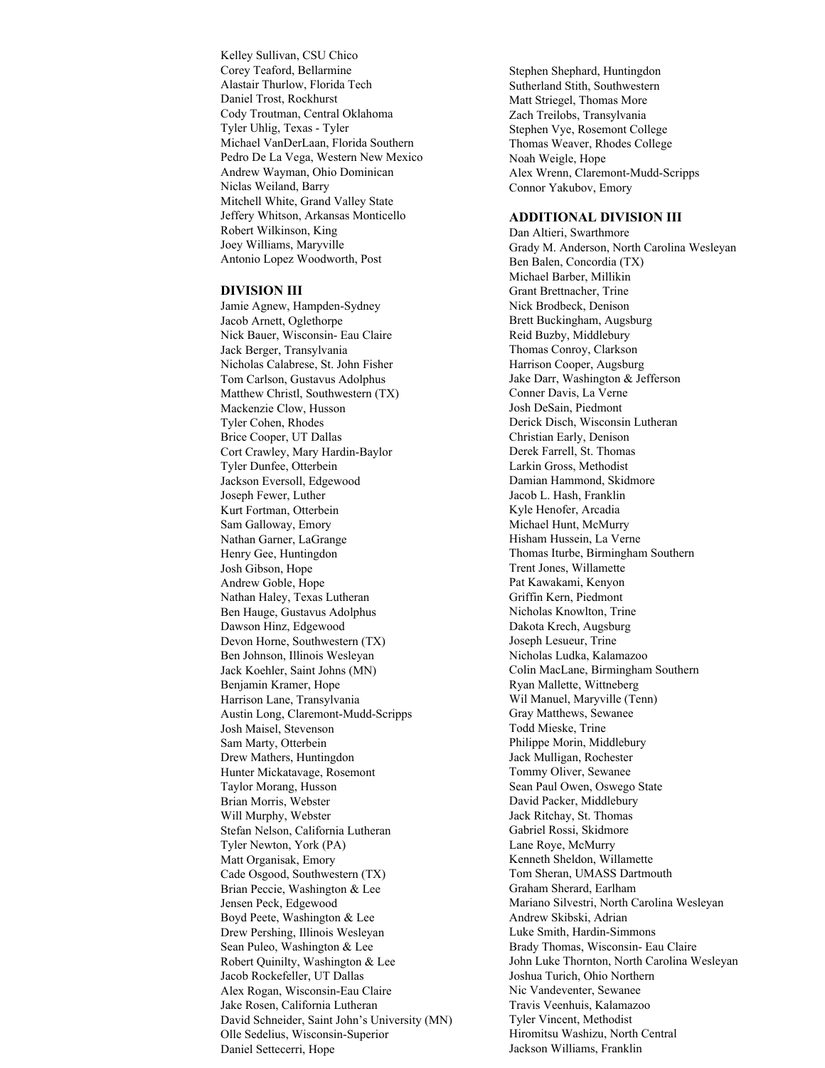Kelley Sullivan, CSU Chico
Corey Teaford, Bellarmine
Alastair Thurlow, Florida Tech
Daniel Trost, Rockhurst
Cody Troutman, Central Oklahoma
Tyler Uhlig, Texas - Tyler
Michael VanDerLaan, Florida Southern
Pedro De La Vega, Western New Mexico
Andrew Wayman, Ohio Dominican
Niclas Weiland, Barry
Mitchell White, Grand Valley State
Jeffery Whitson, Arkansas Monticello
Robert Wilkinson, King
Joey Williams, Maryville
Antonio Lopez Woodworth, Post

**DIVISION III**

Jamie Agnew, Hampden-Sydney
Jacob Arnett, Oglethorpe
Nick Bauer, Wisconsin- Eau Claire
Jack Berger, Transylvania
Nicholas Calabrese, St. John Fisher
Tom Carlson, Gustavus Adolphus
Matthew Christl, Southwestern (TX)
Mackenzie Clow, Husson
Tyler Cohen, Rhodes
Brice Cooper, UT Dallas
Cort Crawley, Mary Hardin-Baylor
Tyler Dunfee, Otterbein
Jackson Eversoll, Edgewood
Joseph Fewer, Luther
Kurt Fortman, Otterbein
Sam Galloway, Emory
Nathan Garner, LaGrange
Henry Gee, Huntingdon
Josh Gibson, Hope
Andrew Goble, Hope
Nathan Haley, Texas Lutheran
Ben Hauge, Gustavus Adolphus
Dawson Hinz, Edgewood
Devon Horne, Southwestern (TX)
Ben Johnson, Illinois Wesleyan
Jack Koehler, Saint Johns (MN)
Benjamin Kramer, Hope
Harrison Lane, Transylvania
Austin Long, Claremont-Mudd-Scripps
Josh Maisel, Stevenson
Sam Marty, Otterbein
Drew Mathers, Huntingdon
Hunter Mickatavage, Rosemont
Taylor Morang, Husson
Brian Morris, Webster
Will Murphy, Webster
Stefan Nelson, California Lutheran
Tyler Newton, York (PA)
Matt Organisak, Emory
Cade Osgood, Southwestern (TX)
Brian Peccie, Washington & Lee
Jensen Peck, Edgewood
Boyd Peete, Washington & Lee
Drew Pershing, Illinois Wesleyan
Sean Puleo, Washington & Lee
Robert Quinilty, Washington & Lee
Jacob Rockefeller, UT Dallas
Alex Rogan, Wisconsin-Eau Claire
Jake Rosen, California Lutheran
David Schneider, Saint John's University (MN)
Olle Sedelius, Wisconsin-Superior
Daniel Settecerri, Hope
Stephen Shephard, Huntingdon
Sutherland Stith, Southwestern
Matt Striegel, Thomas More
Zach Treilobs, Transylvania
Stephen Vye, Rosemont College
Thomas Weaver, Rhodes College
Noah Weigle, Hope
Alex Wrenn, Claremont-Mudd-Scripps
Connor Yakubov, Emory

**ADDITIONAL DIVISION III**

Dan Altieri, Swarthmore
Grady M. Anderson, North Carolina Wesleyan
Ben Balen, Concordia (TX)
Michael Barber, Millikin
Grant Brettnacher, Trine
Nick Brodbeck, Denison
Brett Buckingham, Augsburg
Reid Buzby, Middlebury
Thomas Conroy, Clarkson
Harrison Cooper, Augsburg
Jake Darr, Washington & Jefferson
Conner Davis, La Verne
Josh DeSain, Piedmont
Derick Disch, Wisconsin Lutheran
Christian Early, Denison
Derek Farrell, St. Thomas
Larkin Gross, Methodist
Damian Hammond, Skidmore
Jacob L. Hash, Franklin
Kyle Henofer, Arcadia
Michael Hunt, McMurry
Hisham Hussein, La Verne
Thomas Iturbe, Birmingham Southern
Trent Jones, Willamette
Pat Kawakami, Kenyon
Griffin Kern, Piedmont
Nicholas Knowlton, Trine
Dakota Krech, Augsburg
Joseph Lesueur, Trine
Nicholas Ludka, Kalamazoo
Colin MacLane, Birmingham Southern
Ryan Mallette, Wittneberg
Wil Manuel, Maryville (Tenn)
Gray Matthews, Sewanee
Todd Mieske, Trine
Philippe Morin, Middlebury
Jack Mulligan, Rochester
Tommy Oliver, Sewanee
Sean Paul Owen, Oswego State
David Packer, Middlebury
Jack Ritchay, St. Thomas
Gabriel Rossi, Skidmore
Lane Roye, McMurry
Kenneth Sheldon, Willamette
Tom Sheran, UMASS Dartmouth
Graham Sherard, Earlham
Mariano Silvestri, North Carolina Wesleyan
Andrew Skibski, Adrian
Luke Smith, Hardin-Simmons
Brady Thomas, Wisconsin- Eau Claire
John Luke Thornton, North Carolina Wesleyan
Joshua Turich, Ohio Northern
Nic Vandeventer, Sewanee
Travis Veenhuis, Kalamazoo
Tyler Vincent, Methodist
Hiromitsu Washizu, North Central
Jackson Williams, Franklin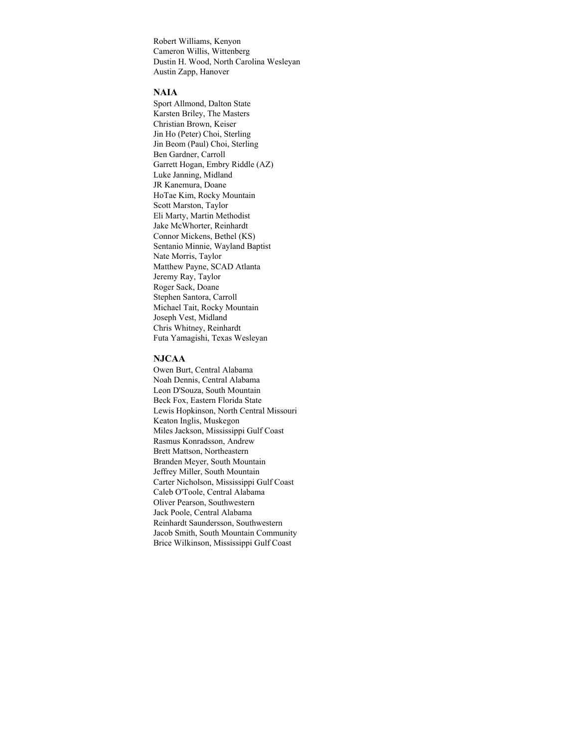Robert Williams, Kenyon
Cameron Willis, Wittenberg
Dustin H. Wood, North Carolina Wesleyan
Austin Zapp, Hanover

**NAIA**

Sport Allmond, Dalton State
Karsten Briley, The Masters
Christian Brown, Keiser
Jin Ho (Peter) Choi, Sterling
Jin Beom (Paul) Choi, Sterling
Ben Gardner, Carroll
Garrett Hogan, Embry Riddle (AZ)
Luke Janning, Midland
JR Kanemura, Doane
HoTae Kim, Rocky Mountain
Scott Marston, Taylor
Eli Marty, Martin Methodist
Jake McWhorter, Reinhardt
Connor Mickens, Bethel (KS)
Sentanio Minnie, Wayland Baptist
Nate Morris, Taylor
Matthew Payne, SCAD Atlanta
Jeremy Ray, Taylor
Roger Sack, Doane
Stephen Santora, Carroll
Michael Tait, Rocky Mountain
Joseph Vest, Midland
Chris Whitney, Reinhardt
Futa Yamagishi, Texas Wesleyan

**NJCAA**

Owen Burt, Central Alabama
Noah Dennis, Central Alabama
Leon D'Souza, South Mountain
Beck Fox, Eastern Florida State
Lewis Hopkinson, North Central Missouri
Keaton Inglis, Muskegon
Miles Jackson, Mississippi Gulf Coast
Rasmus Konradsson, Andrew
Brett Mattson, Northeastern
Branden Meyer, South Mountain
Jeffrey Miller, South Mountain
Carter Nicholson, Mississippi Gulf Coast
Caleb O'Toole, Central Alabama
Oliver Pearson, Southwestern
Jack Poole, Central Alabama
Reinhardt Saundersson, Southwestern
Jacob Smith, South Mountain Community
Brice Wilkinson, Mississippi Gulf Coast